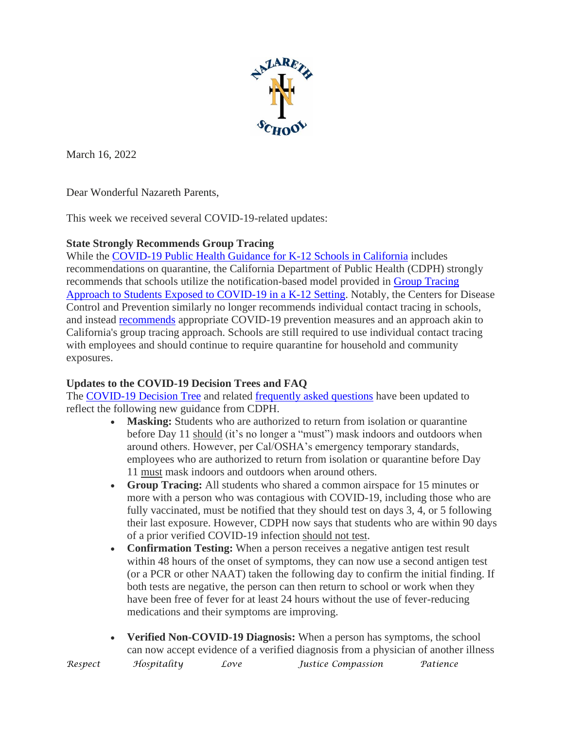March 16, 2022

Dear Wonderful Nazareth Parents,

This week we received several COVID-19-related updates:

**State Strongly Recommends Group Tracing**

While the [COVID-19 Public Health Guidance for K-12 Schools in California]() includes recommendations on quarantine, the California Department of Public Health (CDPH) strongly recommends that schools utilize the notification-based model provided in [Group Tracing Approach to Students Exposed to COVID-19 in a K-12 Setting](). Notably, the Centers for Disease Control and Prevention similarly no longer recommends individual contact tracing in schools, and instead [recommends]() appropriate COVID-19 prevention measures and an approach akin to California's group tracing approach. Schools are still required to use individual contact tracing with employees and should continue to require quarantine for household and community exposures.

**Updates to the COVID-19 Decision Trees and FAQ**

The [COVID-19 Decision Tree]() and related [frequently asked questions]() have been updated to reflect the following new guidance from CDPH.

- **Masking:** Students who are authorized to return from isolation or quarantine before Day 11 should (it's no longer a "must") mask indoors and outdoors when around others. However, per Cal/OSHA's emergency temporary standards, employees who are authorized to return from isolation or quarantine before Day 11 must mask indoors and outdoors when around others.
- **Group Tracing:** All students who shared a common airspace for 15 minutes or more with a person who was contagious with COVID-19, including those who are fully vaccinated, must be notified that they should test on days 3, 4, or 5 following their last exposure. However, CDPH now says that students who are within 90 days of a prior verified COVID-19 infection should not test.
- **Confirmation Testing:** When a person receives a negative antigen test result within 48 hours of the onset of symptoms, they can now use a second antigen test (or a PCR or other NAAT) taken the following day to confirm the initial finding. If both tests are negative, the person can then return to school or work when they have been free of fever for at least 24 hours without the use of fever-reducing medications and their symptoms are improving.
- **Verified Non-COVID-19 Diagnosis:** When a person has symptoms, the school can now accept evidence of a verified diagnosis from a physician of another illness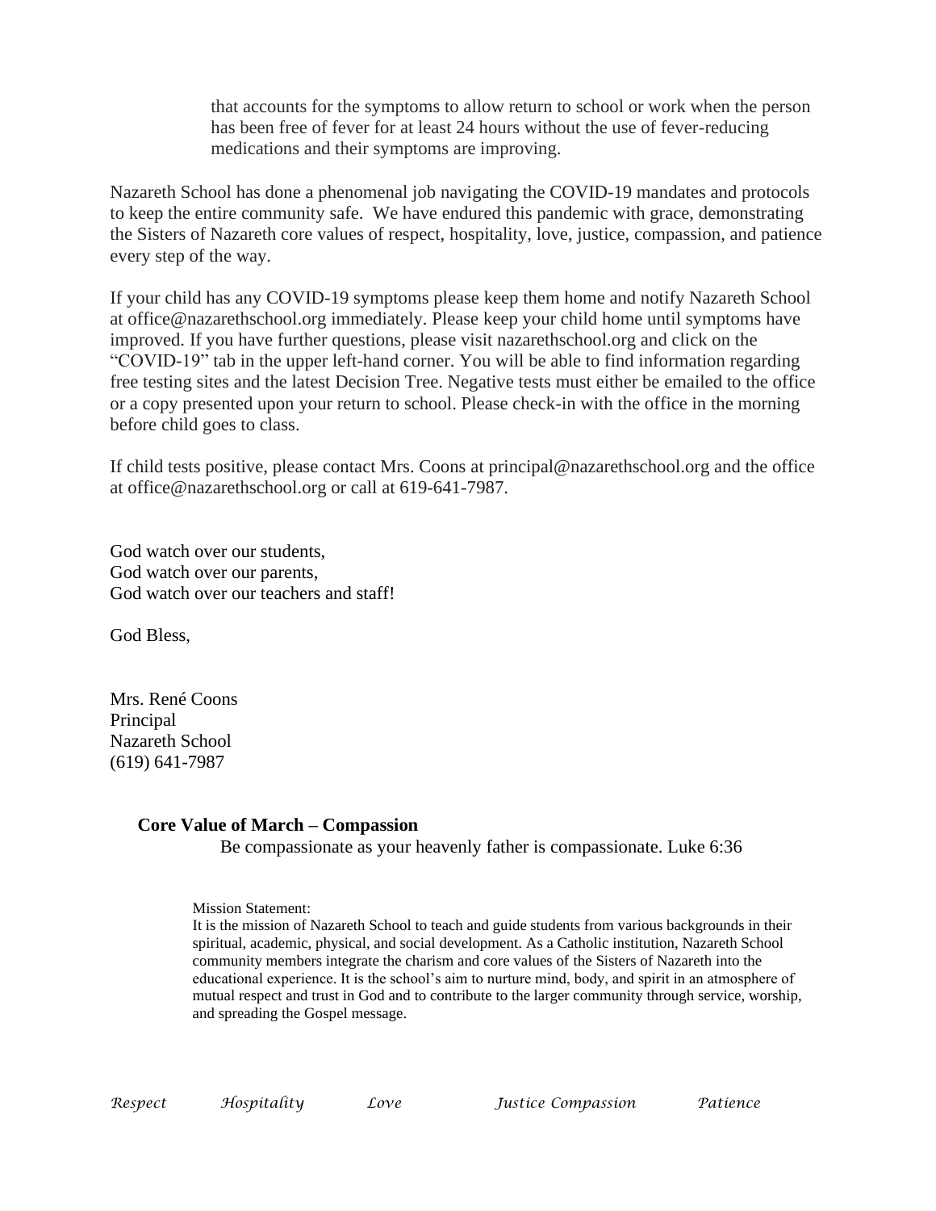that accounts for the symptoms to allow return to school or work when the person has been free of fever for at least 24 hours without the use of fever-reducing medications and their symptoms are improving.

Nazareth School has done a phenomenal job navigating the COVID-19 mandates and protocols to keep the entire community safe. We have endured this pandemic with grace, demonstrating the Sisters of Nazareth core values of respect, hospitality, love, justice, compassion, and patience every step of the way.

If your child has any COVID-19 symptoms please keep them home and notify Nazareth School at office@nazarethschool.org immediately. Please keep your child home until symptoms have improved. If you have further questions, please visit nazarethschool.org and click on the "COVID-19" tab in the upper left-hand corner. You will be able to find information regarding free testing sites and the latest Decision Tree. Negative tests must either be emailed to the office or a copy presented upon your return to school. Please check-in with the office in the morning before child goes to class.

If child tests positive, please contact Mrs. Coons at principal@nazarethschool.org and the office at office@nazarethschool.org or call at 619-641-7987.

God watch over our students,
God watch over our parents,
God watch over our teachers and staff!

God Bless,

Mrs. René Coons
Principal
Nazareth School
(619) 641-7987

**Core Value of March – Compassion**

Be compassionate as your heavenly father is compassionate. Luke 6:36

Mission Statement:
It is the mission of Nazareth School to teach and guide students from various backgrounds in their spiritual, academic, physical, and social development. As a Catholic institution, Nazareth School community members integrate the charism and core values of the Sisters of Nazareth into the educational experience. It is the school's aim to nurture mind, body, and spirit in an atmosphere of mutual respect and trust in God and to contribute to the larger community through service, worship, and spreading the Gospel message.

*Respect Hospitality Love Justice Compassion Patience*